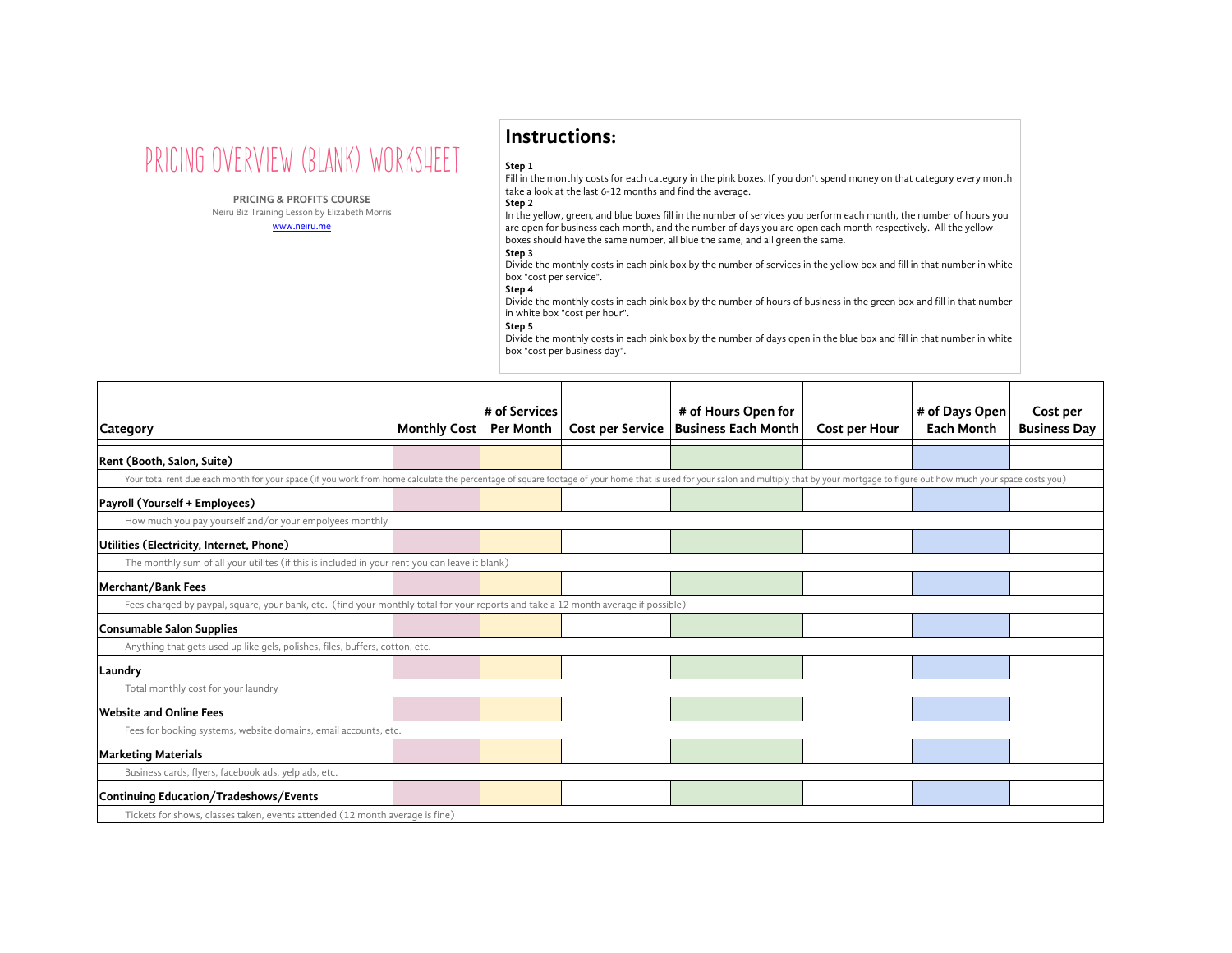# PRICING OVERVIEW (BLANK) WORKSHEET

**PRICING & PROFITS COURSE**

Neiru Biz Training Lesson by Elizabeth Morris

www.neiru.me

## Instructions:

**Step 1**
Fill in the monthly costs for each category in the pink boxes. If you don't spend money on that category every month take a look at the last 6-12 months and find the average.

**Step 2**
In the yellow, green, and blue boxes fill in the number of services you perform each month, the number of hours you are open for business each month, and the number of days you are open each month respectively. All the yellow boxes should have the same number, all blue the same, and all green the same.

**Step 3**
Divide the monthly costs in each pink box by the number of services in the yellow box and fill in that number in white box "cost per service".

**Step 4**
Divide the monthly costs in each pink box by the number of hours of business in the green box and fill in that number in white box "cost per hour".

**Step 5**
Divide the monthly costs in each pink box by the number of days open in the blue box and fill in that number in white box "cost per business day".

| Category | Monthly Cost | # of Services Per Month | Cost per Service | # of Hours Open for Business Each Month | Cost per Hour | # of Days Open Each Month | Cost per Business Day |
|---|---|---|---|---|---|---|---|
| **Rent (Booth, Salon, Suite)** | | | | | | | |
| Your total rent due each month for your space (if you work from home calculate the percentage of square footage of your home that is used for your salon and multiply that by your mortgage to figure out how much your space costs you) | | | | | | | |
| **Payroll (Yourself + Employees)** | | | | | | | |
| How much you pay yourself and/or your empolyees monthly | | | | | | | |
| **Utilities (Electricity, Internet, Phone)** | | | | | | | |
| The monthly sum of all your utilites (if this is included in your rent you can leave it blank) | | | | | | | |
| **Merchant/Bank Fees** | | | | | | | |
| Fees charged by paypal, square, your bank, etc. (find your monthly total for your reports and take a 12 month average if possible) | | | | | | | |
| **Consumable Salon Supplies** | | | | | | | |
| Anything that gets used up like gels, polishes, files, buffers, cotton, etc. | | | | | | | |
| **Laundry** | | | | | | | |
| Total monthly cost for your laundry | | | | | | | |
| **Website and Online Fees** | | | | | | | |
| Fees for booking systems, website domains, email accounts, etc. | | | | | | | |
| **Marketing Materials** | | | | | | | |
| Business cards, flyers, facebook ads, yelp ads, etc. | | | | | | | |
| **Continuing Education/Tradeshows/Events** | | | | | | | |
| Tickets for shows, classes taken, events attended (12 month average is fine) | | | | | | | |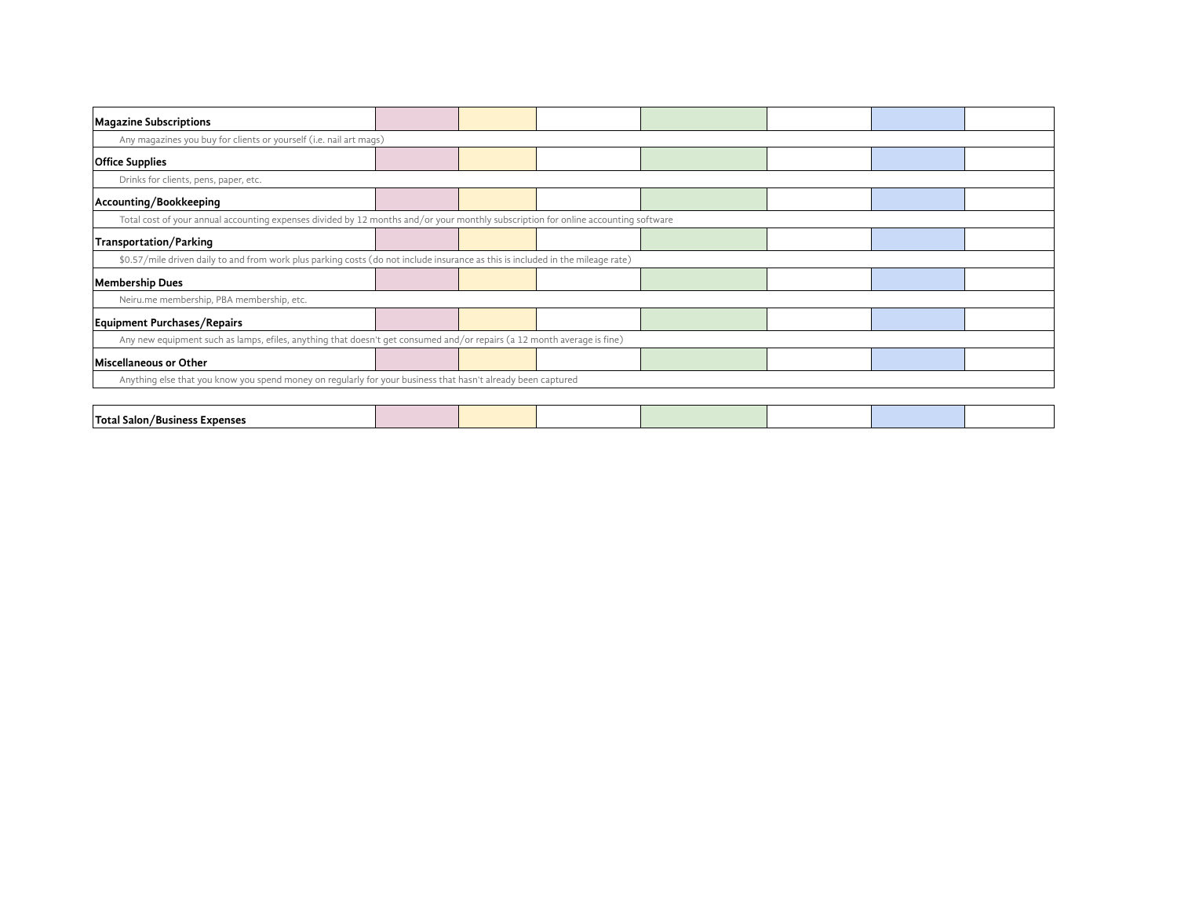| | | | | | | | |
|---|---|---|---|---|---|---|---|
| **Magazine Subscriptions** | | | | | | | |
| Any magazines you buy for clients or yourself (i.e. nail art mags) | | | | | | | |
| **Office Supplies** | | | | | | | |
| Drinks for clients, pens, paper, etc. | | | | | | | |
| **Accounting/Bookkeeping** | | | | | | | |
| Total cost of your annual accounting expenses divided by 12 months and/or your monthly subscription for online accounting software | | | | | | | |
| **Transportation/Parking** | | | | | | | |
| $0.57/mile driven daily to and from work plus parking costs (do not include insurance as this is included in the mileage rate) | | | | | | | |
| **Membership Dues** | | | | | | | |
| Neiru.me membership, PBA membership, etc. | | | | | | | |
| **Equipment Purchases/Repairs** | | | | | | | |
| Any new equipment such as lamps, efiles, anything that doesn't get consumed and/or repairs (a 12 month average is fine) | | | | | | | |
| **Miscellaneous or Other** | | | | | | | |
| Anything else that you know you spend money on regularly for your business that hasn't already been captured | | | | | | | |

| | | | | | | | |
|---|---|---|---|---|---|---|---|
| **Total Salon/Business Expenses** | | | | | | | |